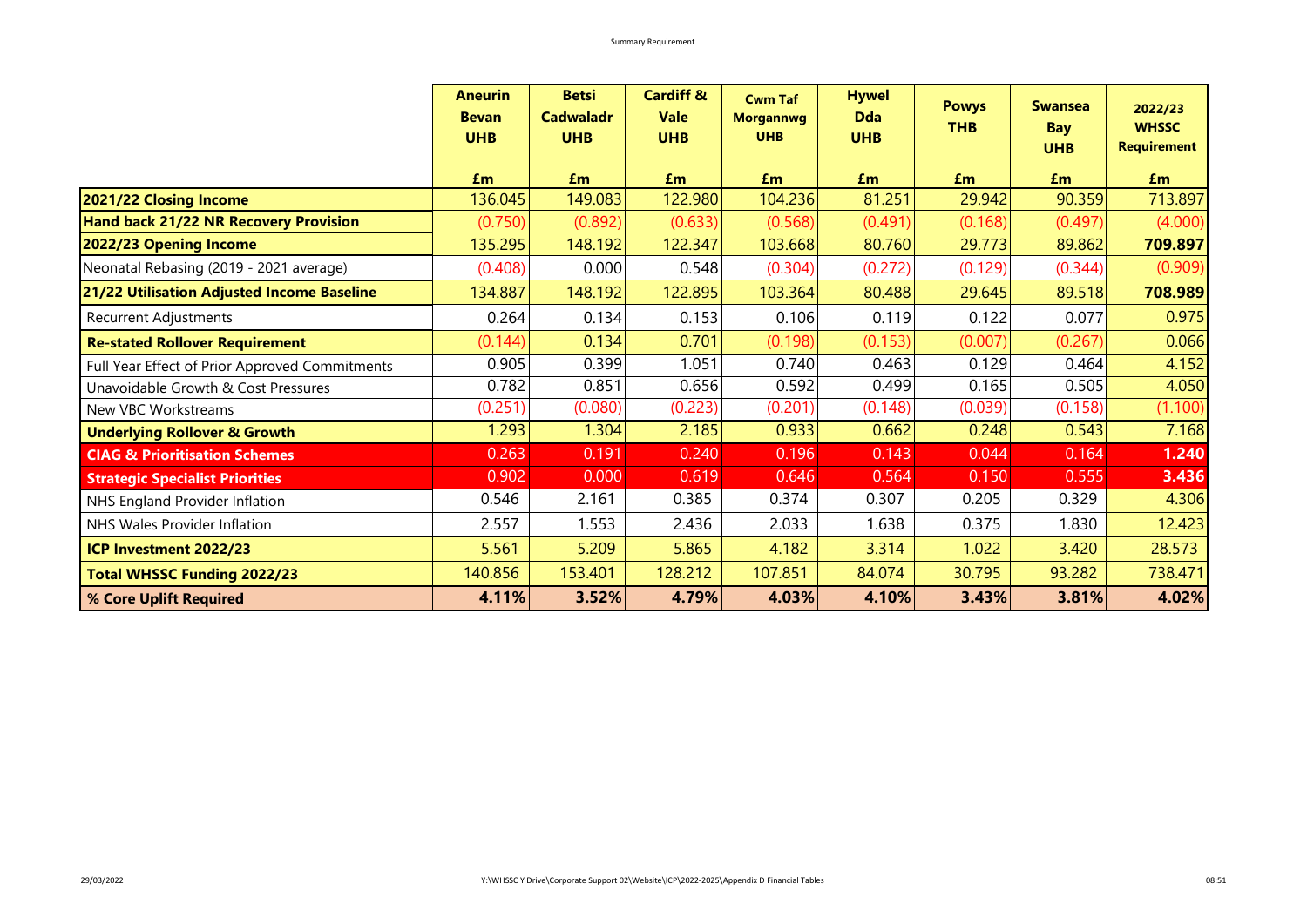Summary Requirement

| | Aneurin Bevan UHB | Betsi Cadwaladr UHB | Cardiff & Vale UHB | Cwm Taf Morgannwg UHB | Hywel Dda UHB | Powys THB | Swansea Bay UHB | 2022/23 WHSSC Requirement |
|---|---|---|---|---|---|---|---|---|
| | £m | £m | £m | £m | £m | £m | £m | £m |
| **2021/22 Closing Income** | 136.045 | 149.083 | 122.980 | 104.236 | 81.251 | 29.942 | 90.359 | 713.897 |
| **Hand back 21/22 NR Recovery Provision** | (0.750) | (0.892) | (0.633) | (0.568) | (0.491) | (0.168) | (0.497) | (4.000) |
| **2022/23 Opening Income** | 135.295 | 148.192 | 122.347 | 103.668 | 80.760 | 29.773 | 89.862 | **709.897** |
| Neonatal Rebasing (2019 - 2021 average) | (0.408) | 0.000 | 0.548 | (0.304) | (0.272) | (0.129) | (0.344) | (0.909) |
| **21/22 Utilisation Adjusted Income Baseline** | 134.887 | 148.192 | 122.895 | 103.364 | 80.488 | 29.645 | 89.518 | **708.989** |
| Recurrent Adjustments | 0.264 | 0.134 | 0.153 | 0.106 | 0.119 | 0.122 | 0.077 | 0.975 |
| **Re-stated Rollover Requirement** | (0.144) | 0.134 | 0.701 | (0.198) | (0.153) | (0.007) | (0.267) | 0.066 |
| Full Year Effect of Prior Approved Commitments | 0.905 | 0.399 | 1.051 | 0.740 | 0.463 | 0.129 | 0.464 | 4.152 |
| Unavoidable Growth & Cost Pressures | 0.782 | 0.851 | 0.656 | 0.592 | 0.499 | 0.165 | 0.505 | 4.050 |
| New VBC Workstreams | (0.251) | (0.080) | (0.223) | (0.201) | (0.148) | (0.039) | (0.158) | (1.100) |
| **Underlying Rollover & Growth** | 1.293 | 1.304 | 2.185 | 0.933 | 0.662 | 0.248 | 0.543 | 7.168 |
| **CIAG & Prioritisation Schemes** | 0.263 | 0.191 | 0.240 | 0.196 | 0.143 | 0.044 | 0.164 | **1.240** |
| **Strategic Specialist Priorities** | 0.902 | 0.000 | 0.619 | 0.646 | 0.564 | 0.150 | 0.555 | **3.436** |
| NHS England Provider Inflation | 0.546 | 2.161 | 0.385 | 0.374 | 0.307 | 0.205 | 0.329 | 4.306 |
| NHS Wales Provider Inflation | 2.557 | 1.553 | 2.436 | 2.033 | 1.638 | 0.375 | 1.830 | 12.423 |
| **ICP Investment 2022/23** | 5.561 | 5.209 | 5.865 | 4.182 | 3.314 | 1.022 | 3.420 | 28.573 |
| **Total WHSSC Funding 2022/23** | 140.856 | 153.401 | 128.212 | 107.851 | 84.074 | 30.795 | 93.282 | 738.471 |
| **% Core Uplift Required** | **4.11%** | **3.52%** | **4.79%** | **4.03%** | **4.10%** | **3.43%** | **3.81%** | **4.02%** |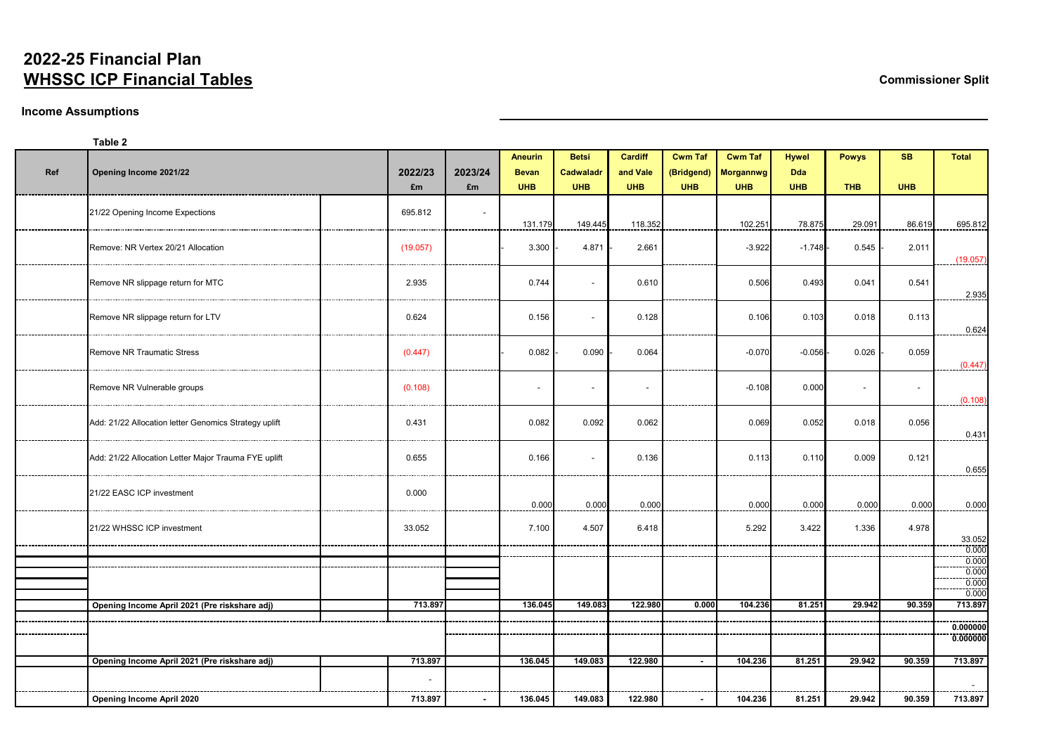# 2022-25 Financial Plan

## WHSSC ICP Financial Tables

**Commissioner Split**

### Income Assumptions

**Table 2**

| Ref | Opening Income 2021/22 | | 2022/23 £m | 2023/24 £m | Aneurin Bevan UHB | Betsi Cadwaladr UHB | Cardiff and Vale UHB | Cwm Taf (Bridgend) UHB | Cwm Taf Morgannwg UHB | Hywel Dda UHB | Powys THB | SB UHB | Total |
|---|---|---|---|---|---|---|---|---|---|---|---|---|---|
| | 21/22 Opening Income Expections | | 695.812 | - | 131.179 | 149.445 | 118.352 | | 102.251 | 78.875 | 29.091 | 86.619 | 695.812 |
| | Remove: NR Vertex 20/21 Allocation | | (19.057) | | - 3.300 | - 4.871 | - 2.661 | | -3.922 | -1.748 | - 0.545 | - 2.011 | (19.057) |
| | Remove NR slippage return for MTC | | 2.935 | | 0.744 | - | 0.610 | | 0.506 | 0.493 | 0.041 | 0.541 | 2.935 |
| | Remove NR slippage return for LTV | | 0.624 | | 0.156 | - | 0.128 | | 0.106 | 0.103 | 0.018 | 0.113 | 0.624 |
| | Remove NR Traumatic Stress | | (0.447) | | - 0.082 | - 0.090 | - 0.064 | | -0.070 | -0.056 | - 0.026 | - 0.059 | (0.447) |
| | Remove NR Vulnerable groups | | (0.108) | | - | - | - | | -0.108 | 0.000 | - | - | (0.108) |
| | Add: 21/22 Allocation letter Genomics Strategy uplift | | 0.431 | | 0.082 | 0.092 | 0.062 | | 0.069 | 0.052 | 0.018 | 0.056 | 0.431 |
| | Add: 21/22 Allocation Letter Major Trauma FYE uplift | | 0.655 | | 0.166 | - | 0.136 | | 0.113 | 0.110 | 0.009 | 0.121 | 0.655 |
| | 21/22 EASC ICP investment | | 0.000 | | 0.000 | 0.000 | 0.000 | | 0.000 | 0.000 | 0.000 | 0.000 | 0.000 |
| | 21/22 WHSSC ICP investment | | 33.052 | | 7.100 | 4.507 | 6.418 | | 5.292 | 3.422 | 1.336 | 4.978 | 33.052 |
| | | | | | | | | | | | | | 0.000 |
| | | | | | | | | | | | | | 0.000 |
| | | | | | | | | | | | | | 0.000 |
| | | | | | | | | | | | | | 0.000 |
| | | | | | | | | | | | | | 0.000 |
| | **Opening Income April 2021 (Pre riskshare adj)** | | **713.897** | | **136.045** | **149.083** | **122.980** | **0.000** | **104.236** | **81.251** | **29.942** | **90.359** | **713.897** |
| | | | | | | | | | | | | | **0.000000** |
| | | | | | | | | | | | | | **0.000000** |
| | **Opening Income April 2021 (Pre riskshare adj)** | | **713.897** | | **136.045** | **149.083** | **122.980** | **-** | **104.236** | **81.251** | **29.942** | **90.359** | **713.897** |
| | | | - | | | | | | | | | | - |
| | **Opening Income April 2020** | | **713.897** | **-** | **136.045** | **149.083** | **122.980** | **-** | **104.236** | **81.251** | **29.942** | **90.359** | **713.897** |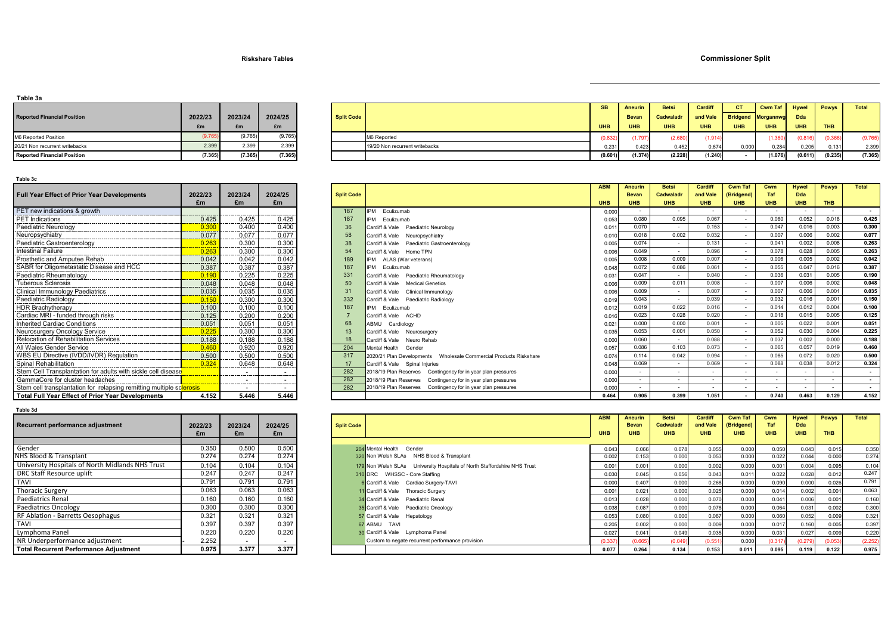**Riskshare Tables**

**Commissioner Split**

**Table 3a**

| Reported Financial Position | 2022/23 £m | 2023/24 £m | 2024/25 £m |
|---|---|---|---|
| M6 Reported Position | (9.765) | (9.765) | (9.765) |
| 20/21 Non recurrent writebacks | 2.399 | 2.399 | 2.399 |
| **Reported Financial Position** | **(7.365)** | **(7.365)** | **(7.365)** |

| Split Code | | SB UHB | Aneurin Bevan UHB | Betsi Cadwaladr UHB | Cardiff and Vale UHB | CT Bridgend UHB | Cwm Taf Morgannwg UHB | Hywel Dda UHB | Powys THB | Total |
|---|---|---|---|---|---|---|---|---|---|---|
| | M6 Reported | (0.832) | (1.797) | (2.680) | (1.914) | | (1.360) | (0.816) | (0.366) | (9.765) |
| | 19/20 Non recurrent writebacks | 0.231 | 0.423 | 0.452 | 0.674 | 0.000 | 0.284 | 0.205 | 0.131 | 2.399 |
| | | **(0.601)** | **(1.374)** | **(2.228)** | **(1.240)** | **-** | **(1.076)** | **(0.611)** | **(0.235)** | **(7.365)** |

**Table 3c**

| Full Year Effect of Prior Year Developments | 2022/23 £m | 2023/24 £m | 2024/25 £m |
|---|---|---|---|
| PET new indications & growth | | | |
| PET Indications | 0.425 | 0.425 | 0.425 |
| Paediatric Neurology | 0.300 | 0.400 | 0.400 |
| Neuropsychiatry | 0.077 | 0.077 | 0.077 |
| Paediatric Gastroenterology | 0.263 | 0.300 | 0.300 |
| Intestinal Failure | 0.263 | 0.300 | 0.300 |
| Prosthetic and Amputee Rehab | 0.042 | 0.042 | 0.042 |
| SABR for Oligometastatic Disease and HCC | 0.387 | 0.387 | 0.387 |
| Paediatric Rheumatology | 0.190 | 0.225 | 0.225 |
| Tuberous Sclerosis | 0.048 | 0.048 | 0.048 |
| Clinical Immunology Paediatrics | 0.035 | 0.035 | 0.035 |
| Paediatric Radiology | 0.150 | 0.300 | 0.300 |
| HDR Brachytherapy | 0.100 | 0.100 | 0.100 |
| Cardiac MRI - funded through risks | 0.125 | 0.200 | 0.200 |
| Inherited Cardiac Conditions | 0.051 | 0.051 | 0.051 |
| Neurosurgery Oncology Service | 0.225 | 0.300 | 0.300 |
| Relocation of Rehabilitation Services | 0.188 | 0.188 | 0.188 |
| All Wales Gender Service | 0.460 | 0.920 | 0.920 |
| WBS EU Directive (IVDD/IVDR) Regulation | 0.500 | 0.500 | 0.500 |
| Spinal Rehabilitation | 0.324 | 0.648 | 0.648 |
| Stem Cell Transplantation for adults with sickle cell disease | | - | - |
| GammaCore for cluster headaches | | - | - |
| Stem cell transplantation for relapsing remitting multiple sclerosis | | - | - |
| **Total Full Year Effect of Prior Year Developments** | **4.152** | **5.446** | **5.446** |

| Split Code | | ABM UHB | Aneurin Bevan UHB | Betsi Cadwaladr UHB | Cardiff and Vale UHB | Cwm Taf (Bridgend) UHB | Cwm Taf UHB | Hywel Dda UHB | Powys THB | Total |
|---|---|---|---|---|---|---|---|---|---|---|
| 187 | IPM Eculizumab | 0.000 | - | - | - | - | - | - | - | - |
| 187 | IPM Eculizumab | 0.053 | 0.080 | 0.095 | 0.067 | - | 0.060 | 0.052 | 0.018 | 0.425 |
| 36 | Cardiff & Vale Paediatric Neurology | 0.011 | 0.070 | - | 0.153 | - | 0.047 | 0.016 | 0.003 | 0.300 |
| 58 | Cardiff & Vale Neuropsychiatry | 0.010 | 0.018 | 0.002 | 0.032 | - | 0.007 | 0.006 | 0.002 | 0.077 |
| 38 | Cardiff & Vale Paediatric Gastroenterology | 0.005 | 0.074 | - | 0.131 | - | 0.041 | 0.002 | 0.008 | 0.263 |
| 54 | Cardiff & Vale Home TPN | 0.006 | 0.049 | - | 0.096 | - | 0.078 | 0.028 | 0.005 | 0.263 |
| 189 | IPM ALAS (War veterans) | 0.005 | 0.008 | 0.009 | 0.007 | - | 0.006 | 0.005 | 0.002 | 0.042 |
| 187 | IPM Eculizumab | 0.048 | 0.072 | 0.086 | 0.061 | - | 0.055 | 0.047 | 0.016 | 0.387 |
| 331 | Cardiff & Vale Paediatric Rheumatology | 0.031 | 0.047 | - | 0.040 | - | 0.036 | 0.031 | 0.005 | 0.190 |
| 50 | Cardiff & Vale Medical Genetics | 0.006 | 0.009 | 0.011 | 0.008 | - | 0.007 | 0.006 | 0.002 | 0.048 |
| 31 | Cardiff & Vale Clinical Immunology | 0.006 | 0.009 | - | 0.007 | - | 0.007 | 0.006 | 0.001 | 0.035 |
| 332 | Cardiff & Vale Paediatric Radiology | 0.019 | 0.043 | - | 0.039 | - | 0.032 | 0.016 | 0.001 | 0.150 |
| 187 | IPM Eculizumab | 0.012 | 0.019 | 0.022 | 0.016 | - | 0.014 | 0.012 | 0.004 | 0.100 |
| 7 | Cardiff & Vale ACHD | 0.016 | 0.023 | 0.028 | 0.020 | - | 0.018 | 0.015 | 0.005 | 0.125 |
| 68 | ABMU Cardiology | 0.021 | 0.000 | 0.000 | 0.001 | - | 0.005 | 0.022 | 0.001 | 0.051 |
| 13 | Cardiff & Vale Neurosurgery | 0.035 | 0.053 | 0.001 | 0.050 | - | 0.052 | 0.030 | 0.004 | 0.225 |
| 18 | Cardiff & Vale Neuro Rehab | 0.000 | 0.060 | - | 0.088 | - | 0.037 | 0.002 | 0.000 | 0.188 |
| 204 | Mental Health Gender | 0.057 | 0.086 | 0.103 | 0.073 | - | 0.065 | 0.057 | 0.019 | 0.460 |
| 317 | 2020/21 Plan Developments Wholesale Commercial Products Riskshare | 0.074 | 0.114 | 0.042 | 0.094 | - | 0.085 | 0.072 | 0.020 | 0.500 |
| 17 | Cardiff & Vale Spinal Injuries | 0.048 | 0.069 | - | 0.069 | - | 0.088 | 0.038 | 0.012 | 0.324 |
| 282 | 2018/19 Plan Reserves Contingency for in year plan pressures | 0.000 | - | - | - | - | - | - | - | - |
| 282 | 2018/19 Plan Reserves Contingency for in year plan pressures | 0.000 | - | - | - | - | - | - | - | - |
| 282 | 2018/19 Plan Reserves Contingency for in year plan pressures | 0.000 | - | - | - | - | - | - | - | - |
| | | **0.464** | **0.905** | **0.399** | **1.051** | **-** | **0.740** | **0.463** | **0.129** | **4.152** |

**Table 3d**

| Recurrent performance adjustment | 2022/23 £m | 2023/24 £m | 2024/25 £m |
|---|---|---|---|
| Gender | 0.350 | 0.500 | 0.500 |
| NHS Blood & Transplant | 0.274 | 0.274 | 0.274 |
| University Hospitals of North Midlands NHS Trust | 0.104 | 0.104 | 0.104 |
| DRC Staff Resource uplift | 0.247 | 0.247 | 0.247 |
| TAVI | 0.791 | 0.791 | 0.791 |
| Thoracic Surgery | 0.063 | 0.063 | 0.063 |
| Paediatrics Renal | 0.160 | 0.160 | 0.160 |
| Paediatrics Oncology | 0.300 | 0.300 | 0.300 |
| RF Ablation - Barretts Oesophagus | 0.321 | 0.321 | 0.321 |
| TAVI | 0.397 | 0.397 | 0.397 |
| Lymphoma Panel | 0.220 | 0.220 | 0.220 |
| NR Underperformance adjustment | - 2.252 | - | - |
| **Total Recurrent Performance Adjustment** | **0.975** | **3.377** | **3.377** |

| Split Code | | ABM UHB | Aneurin Bevan UHB | Betsi Cadwaladr UHB | Cardiff and Vale UHB | Cwm Taf (Bridgend) UHB | Cwm Taf UHB | Hywel Dda UHB | Powys THB | Total |
|---|---|---|---|---|---|---|---|---|---|---|
| 204 | Mental Health Gender | 0.043 | 0.066 | 0.078 | 0.055 | 0.000 | 0.050 | 0.043 | 0.015 | 0.350 |
| 320 | Non Welsh SLAs NHS Blood & Transplant | 0.002 | 0.153 | 0.000 | 0.053 | 0.000 | 0.022 | 0.044 | 0.000 | 0.274 |
| 179 | Non Welsh SLAs University Hospitals of North Staffordshire NHS Trust | 0.001 | 0.001 | 0.000 | 0.002 | 0.000 | 0.001 | 0.004 | 0.095 | 0.104 |
| 310 | DRC WHSSC - Core Staffing | 0.030 | 0.045 | 0.056 | 0.043 | 0.011 | 0.022 | 0.028 | 0.012 | 0.247 |
| 6 | Cardiff & Vale Cardiac Surgery-TAVI | 0.000 | 0.407 | 0.000 | 0.268 | 0.000 | 0.090 | 0.000 | 0.026 | 0.791 |
| 11 | Cardiff & Vale Thoracic Surgery | 0.001 | 0.021 | 0.000 | 0.025 | 0.000 | 0.014 | 0.002 | 0.001 | 0.063 |
| 34 | Cardiff & Vale Paediatric Renal | 0.013 | 0.028 | 0.000 | 0.070 | 0.000 | 0.041 | 0.006 | 0.001 | 0.160 |
| 35 | Cardiff & Vale Paediatric Oncology | 0.038 | 0.087 | 0.000 | 0.078 | 0.000 | 0.064 | 0.031 | 0.002 | 0.300 |
| 57 | Cardiff & Vale Hepatology | 0.053 | 0.080 | 0.000 | 0.067 | 0.000 | 0.060 | 0.052 | 0.009 | 0.321 |
| 67 | ABMU TAVI | 0.205 | 0.002 | 0.000 | 0.009 | 0.000 | 0.017 | 0.160 | 0.005 | 0.397 |
| 30 | Cardiff & Vale Lymphoma Panel | 0.027 | 0.041 | 0.049 | 0.035 | 0.000 | 0.031 | 0.027 | 0.009 | 0.220 |
| | Custom to negate recurrent performance provision | (0.337) | (0.665) | (0.049) | (0.551) | 0.000 | (0.317) | (0.279) | (0.053) | (2.252) |
| | | **0.077** | **0.264** | **0.134** | **0.153** | **0.011** | **0.095** | **0.119** | **0.122** | **0.975** |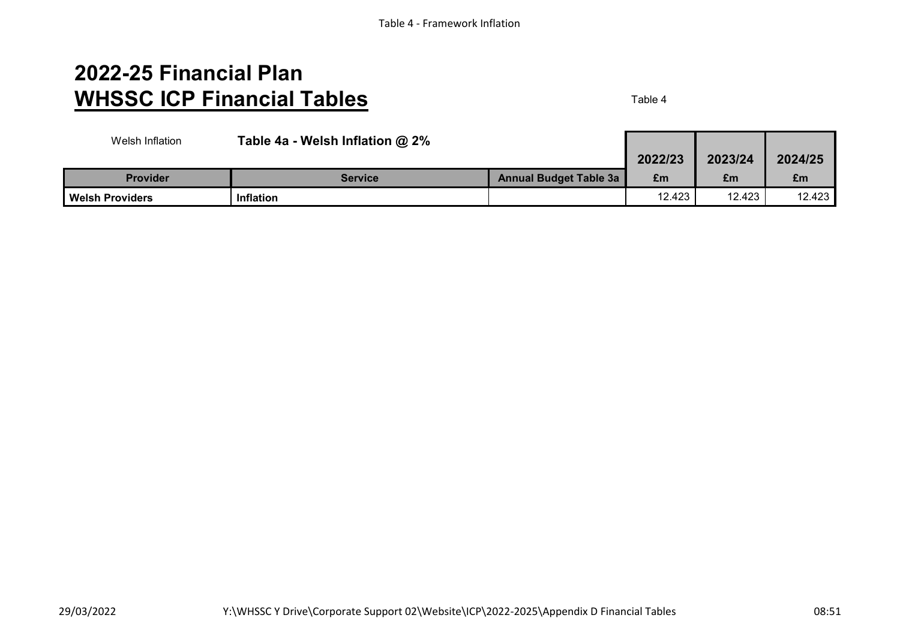# 2022-25 Financial Plan
## WHSSC ICP Financial Tables

Table 4

Welsh Inflation

**Table 4a - Welsh Inflation @ 2%**

| Provider | Service | Annual Budget Table 3a | 2022/23 £m | 2023/24 £m | 2024/25 £m |
|---|---|---|---|---|---|
| **Welsh Providers** | **Inflation** | | 12.423 | 12.423 | 12.423 |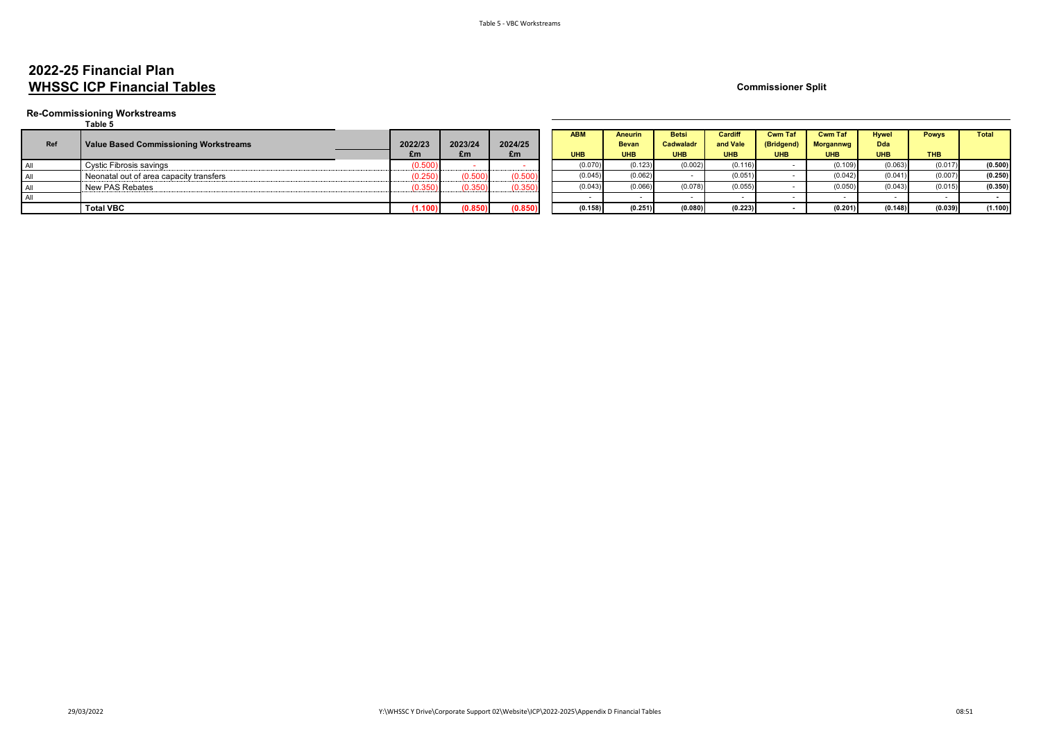# 2022-25 Financial Plan

## WHSSC ICP Financial Tables

**Commissioner Split**

### Re-Commissioning Workstreams

Table 5

| Ref | Value Based Commissioning Workstreams | 2022/23 £m | 2023/24 £m | 2024/25 £m | ABM UHB | Aneurin Bevan UHB | Betsi Cadwaladr UHB | Cardiff and Vale UHB | Cwm Taf (Bridgend) UHB | Cwm Taf Morgannwg UHB | Hywel Dda UHB | Powys THB | Total |
|---|---|---|---|---|---|---|---|---|---|---|---|---|---|
| All | Cystic Fibrosis savings | (0.500) | - | - | (0.070) | (0.123) | (0.002) | (0.116) | - | (0.109) | (0.063) | (0.017) | (0.500) |
| All | Neonatal out of area capacity transfers | (0.250) | (0.500) | (0.500) | (0.045) | (0.062) | - | (0.051) | - | (0.042) | (0.041) | (0.007) | (0.250) |
| All | New PAS Rebates | (0.350) | (0.350) | (0.350) | (0.043) | (0.066) | (0.078) | (0.055) | - | (0.050) | (0.043) | (0.015) | (0.350) |
| All | | | | | - | - | - | - | - | - | - | - | - |
| | **Total VBC** | **(1.100)** | **(0.850)** | **(0.850)** | **(0.158)** | **(0.251)** | **(0.080)** | **(0.223)** | **-** | **(0.201)** | **(0.148)** | **(0.039)** | **(1.100)** |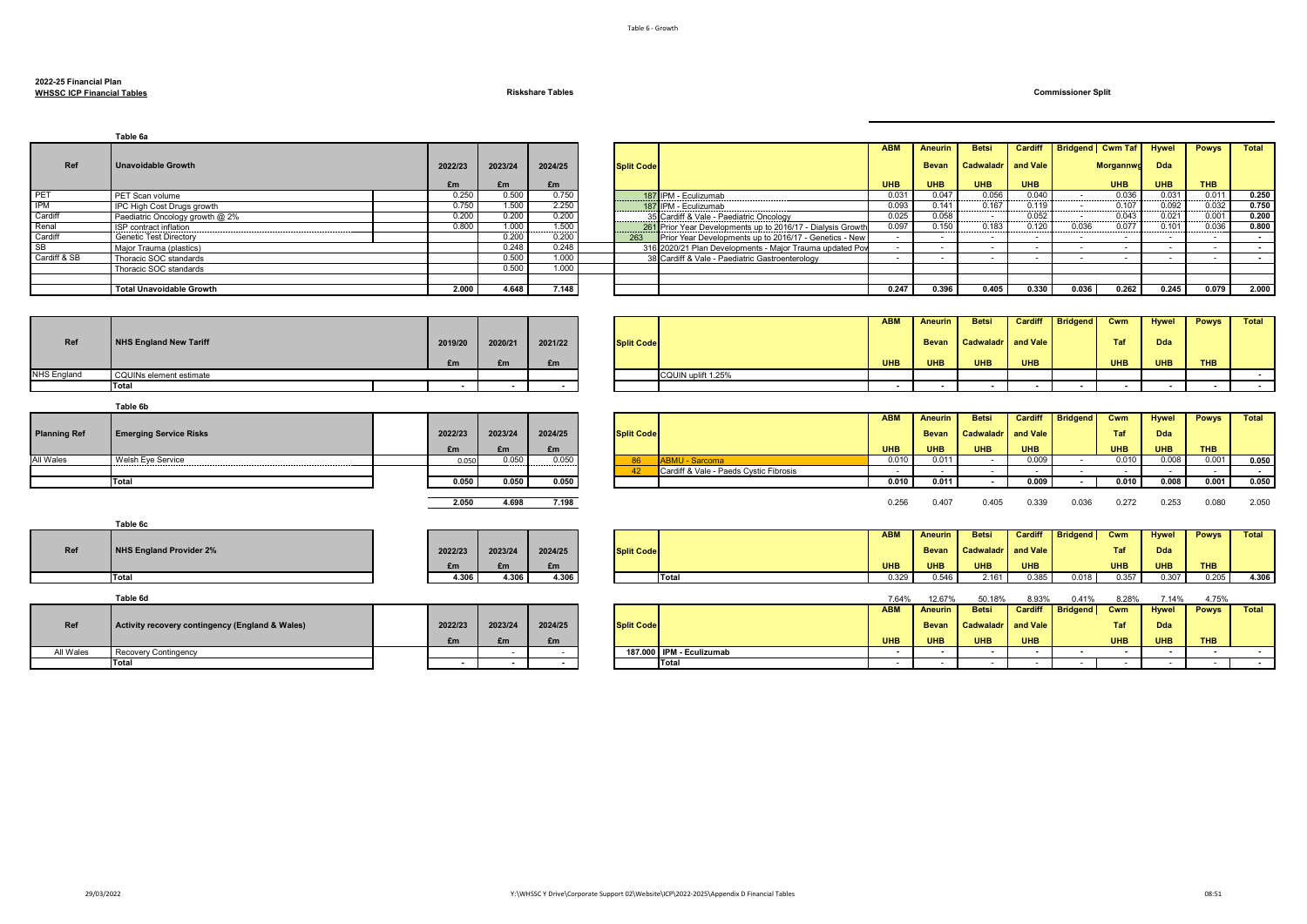**2022-25 Financial Plan**
**WHSSC ICP Financial Tables**

**Riskshare Tables**

**Commissioner Split**

**Table 6a**

| Ref | Unavoidable Growth | 2022/23 | 2023/24 | 2024/25 | Split Code | | ABM | Aneurin Bevan | Betsi Cadwaladr | Cardiff and Vale | Bridgend | Cwm Taf Morgannwg | Hywel Dda | Powys | Total |
|---|---|---|---|---|---|---|---|---|---|---|---|---|---|---|---|
| | | £m | £m | £m | | | UHB | UHB | UHB | UHB | | UHB | UHB | THB | |
| PET | PET Scan volume | 0.250 | 0.500 | 0.750 | 187 | IPM - Eculizumab | 0.031 | 0.047 | 0.056 | 0.040 | - | 0.036 | 0.031 | 0.011 | 0.250 |
| IPM | IPC High Cost Drugs growth | 0.750 | 1.500 | 2.250 | 187 | IPM - Eculizumab | 0.093 | 0.141 | 0.167 | 0.119 | - | 0.107 | 0.092 | 0.032 | 0.750 |
| Cardiff | Paediatric Oncology growth @ 2% | 0.200 | 0.200 | 0.200 | 35 | Cardiff & Vale - Paediatric Oncology | 0.025 | 0.058 | - | 0.052 | - | 0.043 | 0.021 | 0.001 | 0.200 |
| Renal | ISP contract inflation | 0.800 | 1.000 | 1.500 | 261 | Prior Year Developments up to 2016/17 - Dialysis Growth | 0.097 | 0.150 | 0.183 | 0.120 | 0.036 | 0.077 | 0.101 | 0.036 | 0.800 |
| Cardiff | Genetic Test Directory | | 0.200 | 0.200 | 263 | Prior Year Developments up to 2016/17 - Genetics - New | - | - | - | - | - | - | - | - | - |
| SB | Major Trauma (plastics) | | 0.248 | 0.248 | 316 | 2020/21 Plan Developments - Major Trauma updated Pov | - | - | - | - | - | - | - | - | - |
| Cardiff & SB | Thoracic SOC standards | | 0.500 | 1.000 | 38 | Cardiff & Vale - Paediatric Gastroenterology | - | - | - | - | - | - | - | - | - |
| | Thoracic SOC standards | | 0.500 | 1.000 | | | | | | | | | | | |
| | **Total Unavoidable Growth** | **2.000** | **4.648** | **7.148** | | | **0.247** | **0.396** | **0.405** | **0.330** | **0.036** | **0.262** | **0.245** | **0.079** | **2.000** |

| Ref | NHS England New Tariff | 2019/20 | 2020/21 | 2021/22 | Split Code | | ABM | Aneurin Bevan | Betsi Cadwaladr | Cardiff and Vale | Bridgend | Cwm Taf | Hywel Dda | Powys | Total |
|---|---|---|---|---|---|---|---|---|---|---|---|---|---|---|---|
| | | £m | £m | £m | | | UHB | UHB | UHB | UHB | | UHB | UHB | THB | |
| NHS England | CQUINs element estimate | | | | | CQUIN uplift 1.25% | | | | | | | | | - |
| | **Total** | - | - | - | | | - | - | - | - | - | - | - | - | - |

**Table 6b**

| Planning Ref | Emerging Service Risks | 2022/23 | 2023/24 | 2024/25 | Split Code | | ABM | Aneurin Bevan | Betsi Cadwaladr | Cardiff and Vale | Bridgend | Cwm Taf | Hywel Dda | Powys | Total |
|---|---|---|---|---|---|---|---|---|---|---|---|---|---|---|---|
| | | £m | £m | £m | | | UHB | UHB | UHB | UHB | | UHB | UHB | THB | |
| All Wales | Welsh Eye Service | 0.050 | 0.050 | 0.050 | 86 | ABMU - Sarcoma | 0.010 | 0.011 | - | 0.009 | - | 0.010 | 0.008 | 0.001 | 0.050 |
| | | | | | 42 | Cardiff & Vale - Paeds Cystic Fibrosis | - | - | - | - | - | - | - | - | - |
| | **Total** | **0.050** | **0.050** | **0.050** | | | **0.010** | **0.011** | **-** | **0.009** | **-** | **0.010** | **0.008** | **0.001** | **0.050** |
| | | 2.050 | 4.698 | 7.198 | | | 0.256 | 0.407 | 0.405 | 0.339 | 0.036 | 0.272 | 0.253 | 0.080 | 2.050 |

**Table 6c**

| Ref | NHS England Provider 2% | 2022/23 | 2023/24 | 2024/25 | Split Code | | ABM | Aneurin Bevan | Betsi Cadwaladr | Cardiff and Vale | Bridgend | Cwm Taf | Hywel Dda | Powys | Total |
|---|---|---|---|---|---|---|---|---|---|---|---|---|---|---|---|
| | | £m | £m | £m | | | UHB | UHB | UHB | UHB | | UHB | UHB | THB | |
| | **Total** | **4.306** | **4.306** | **4.306** | | Total | 0.329 | 0.546 | 2.161 | 0.385 | 0.018 | 0.357 | 0.307 | 0.205 | **4.306** |

**Table 6d**

| Ref | Activity recovery contingency (England & Wales) | 2022/23 | 2023/24 | 2024/25 | Split Code | | ABM | Aneurin Bevan | Betsi Cadwaladr | Cardiff and Vale | Bridgend | Cwm Taf | Hywel Dda | Powys | Total |
|---|---|---|---|---|---|---|---|---|---|---|---|---|---|---|---|
| | | | | | | | 7.64% | 12.67% | 50.18% | 8.93% | 0.41% | 8.28% | 7.14% | 4.75% | |
| | | £m | £m | £m | | | UHB | UHB | UHB | UHB | | UHB | UHB | THB | |
| All Wales | Recovery Contingency | | - | - | **187.000** | **IPM - Eculizumab** | - | - | - | - | - | - | - | - | - |
| | **Total** | - | - | - | | **Total** | - | - | - | - | - | - | - | - | - |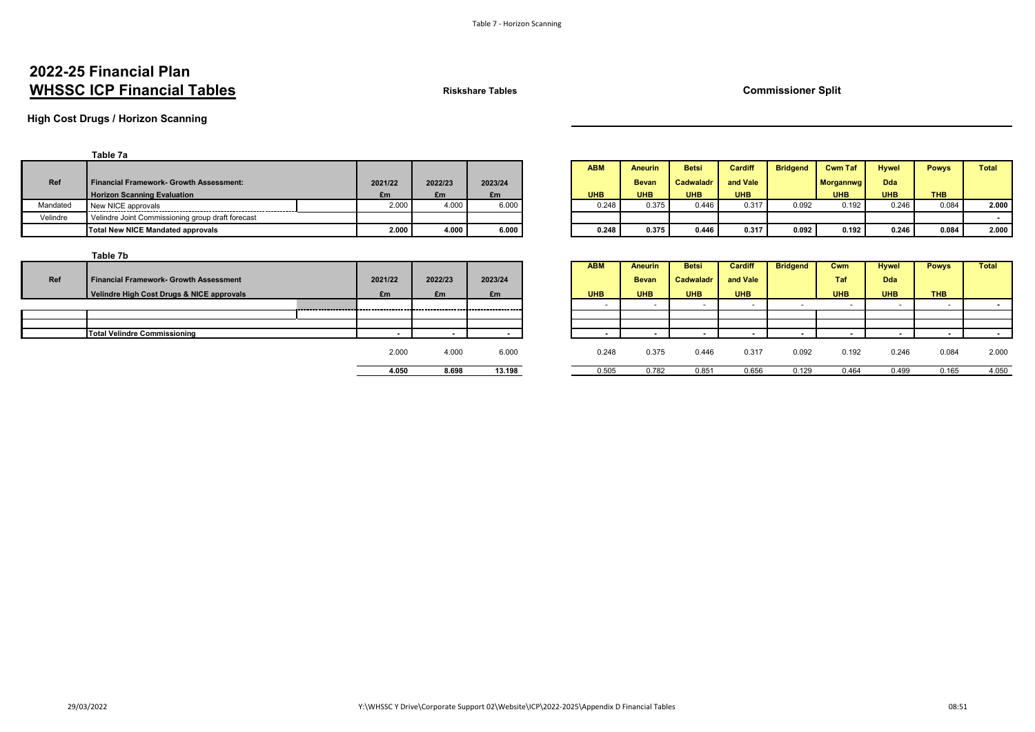# 2022-25 Financial Plan

## WHSSC ICP Financial Tables

**Riskshare Tables** **Commissioner Split**

### High Cost Drugs / Horizon Scanning

**Table 7a**

| Ref | Financial Framework- Growth Assessment: Horizon Scanning Evaluation | 2021/22 £m | 2022/23 £m | 2023/24 £m | ABM UHB | Aneurin Bevan UHB | Betsi Cadwaladr UHB | Cardiff and Vale UHB | Bridgend | Cwm Taf Morgannwg UHB | Hywel Dda UHB | Powys THB | Total |
|---|---|---|---|---|---|---|---|---|---|---|---|---|---|
| Mandated | New NICE approvals | 2.000 | 4.000 | 6.000 | 0.248 | 0.375 | 0.446 | 0.317 | 0.092 | 0.192 | 0.246 | 0.084 | 2.000 |
| Velindre | Velindre Joint Commissioning group draft forecast | | | | | | | | | | | | - |
| | **Total New NICE Mandated approvals** | **2.000** | **4.000** | **6.000** | **0.248** | **0.375** | **0.446** | **0.317** | **0.092** | **0.192** | **0.246** | **0.084** | **2.000** |

**Table 7b**

| Ref | Financial Framework- Growth Assessment Velindre High Cost Drugs & NICE approvals | 2021/22 £m | 2022/23 £m | 2023/24 £m | ABM UHB | Aneurin Bevan UHB | Betsi Cadwaladr UHB | Cardiff and Vale UHB | Bridgend | Cwm Taf UHB | Hywel Dda UHB | Powys THB | Total |
|---|---|---|---|---|---|---|---|---|---|---|---|---|---|
| | | | | | - | - | - | - | - | - | - | - | - |
| | | | | | | | | | | | | | |
| | | | | | | | | | | | | | |
| | **Total Velindre Commissioning** | - | - | - | - | - | - | - | - | - | - | - | - |
| | | 2.000 | 4.000 | 6.000 | 0.248 | 0.375 | 0.446 | 0.317 | 0.092 | 0.192 | 0.246 | 0.084 | 2.000 |
| | | **4.050** | **8.698** | **13.198** | 0.505 | 0.782 | 0.851 | 0.656 | 0.129 | 0.464 | 0.499 | 0.165 | 4.050 |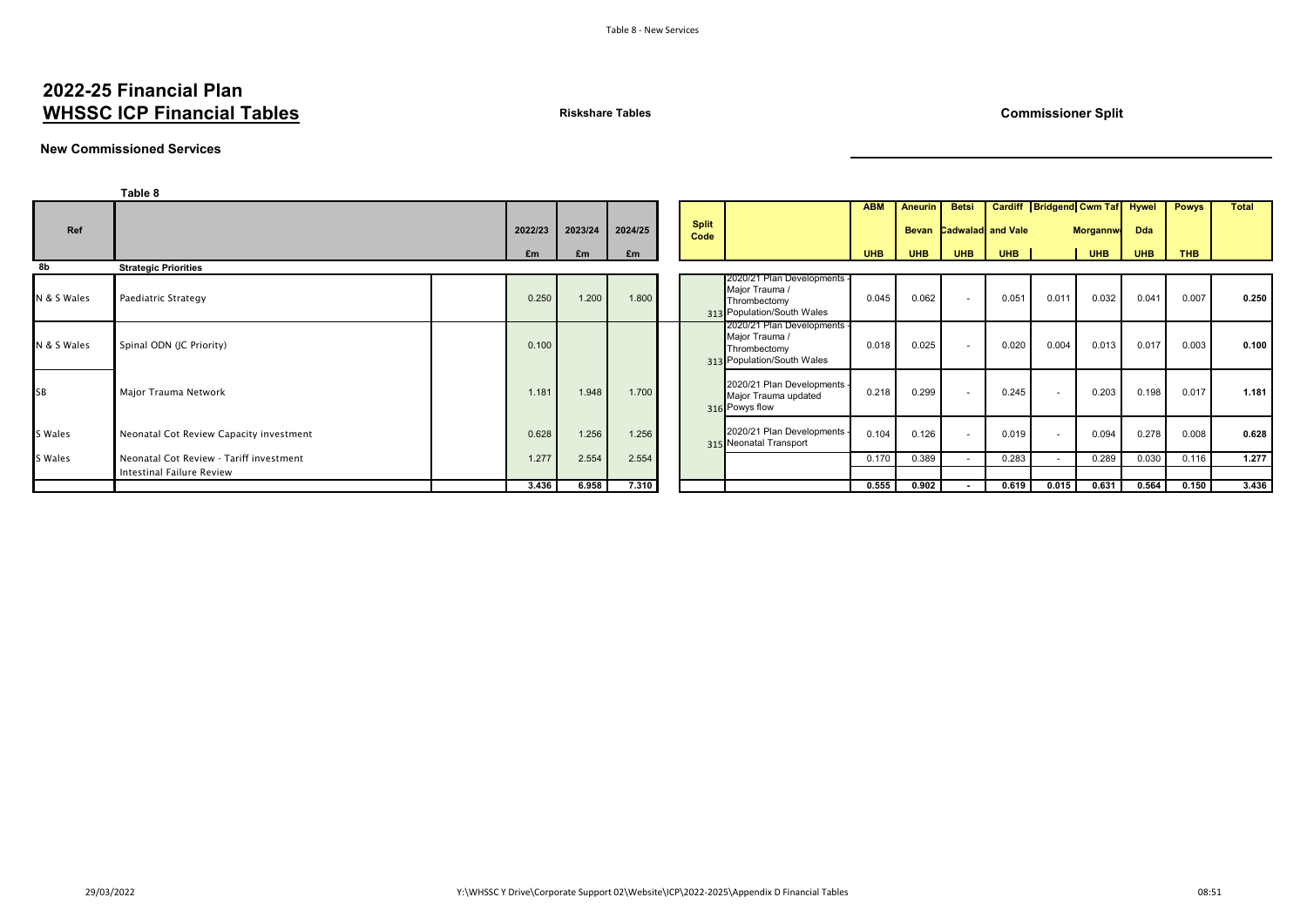# 2022-25 Financial Plan

## WHSSC ICP Financial Tables

**Riskshare Tables**

**Commissioner Split**

### New Commissioned Services

**Table 8**

| Ref | | | 2022/23 £m | 2023/24 £m | 2024/25 £m | Split Code | | ABM UHB | Aneurin Bevan UHB | Betsi Cadwalad UHB | Cardiff and Vale UHB | Bridgend | Cwm Taf Morgannwg UHB | Hywel Dda UHB | Powys THB | Total |
|---|---|---|---|---|---|---|---|---|---|---|---|---|---|---|---|---|
| 8b | **Strategic Priorities** | | | | | | | | | | | | | | | |
| N & S Wales | Paediatric Strategy | | 0.250 | 1.200 | 1.800 | 313 | 2020/21 Plan Developments - Major Trauma / Thrombectomy Population/South Wales | 0.045 | 0.062 | - | 0.051 | 0.011 | 0.032 | 0.041 | 0.007 | **0.250** |
| N & S Wales | Spinal ODN (JC Priority) | | 0.100 | | | 313 | 2020/21 Plan Developments - Major Trauma / Thrombectomy Population/South Wales | 0.018 | 0.025 | - | 0.020 | 0.004 | 0.013 | 0.017 | 0.003 | **0.100** |
| SB | Major Trauma Network | | 1.181 | 1.948 | 1.700 | 316 | 2020/21 Plan Developments - Major Trauma updated Powys flow | 0.218 | 0.299 | - | 0.245 | - | 0.203 | 0.198 | 0.017 | **1.181** |
| S Wales | Neonatal Cot Review Capacity investment | | 0.628 | 1.256 | 1.256 | 315 | 2020/21 Plan Developments - Neonatal Transport | 0.104 | 0.126 | - | 0.019 | - | 0.094 | 0.278 | 0.008 | **0.628** |
| S Wales | Neonatal Cot Review - Tariff investment | | 1.277 | 2.554 | 2.554 | | | 0.170 | 0.389 | - | 0.283 | - | 0.289 | 0.030 | 0.116 | **1.277** |
| | Intestinal Failure Review | | | | | | | | | | | | | | | |
| | | | **3.436** | **6.958** | **7.310** | | | **0.555** | **0.902** | **-** | **0.619** | **0.015** | **0.631** | **0.564** | **0.150** | **3.436** |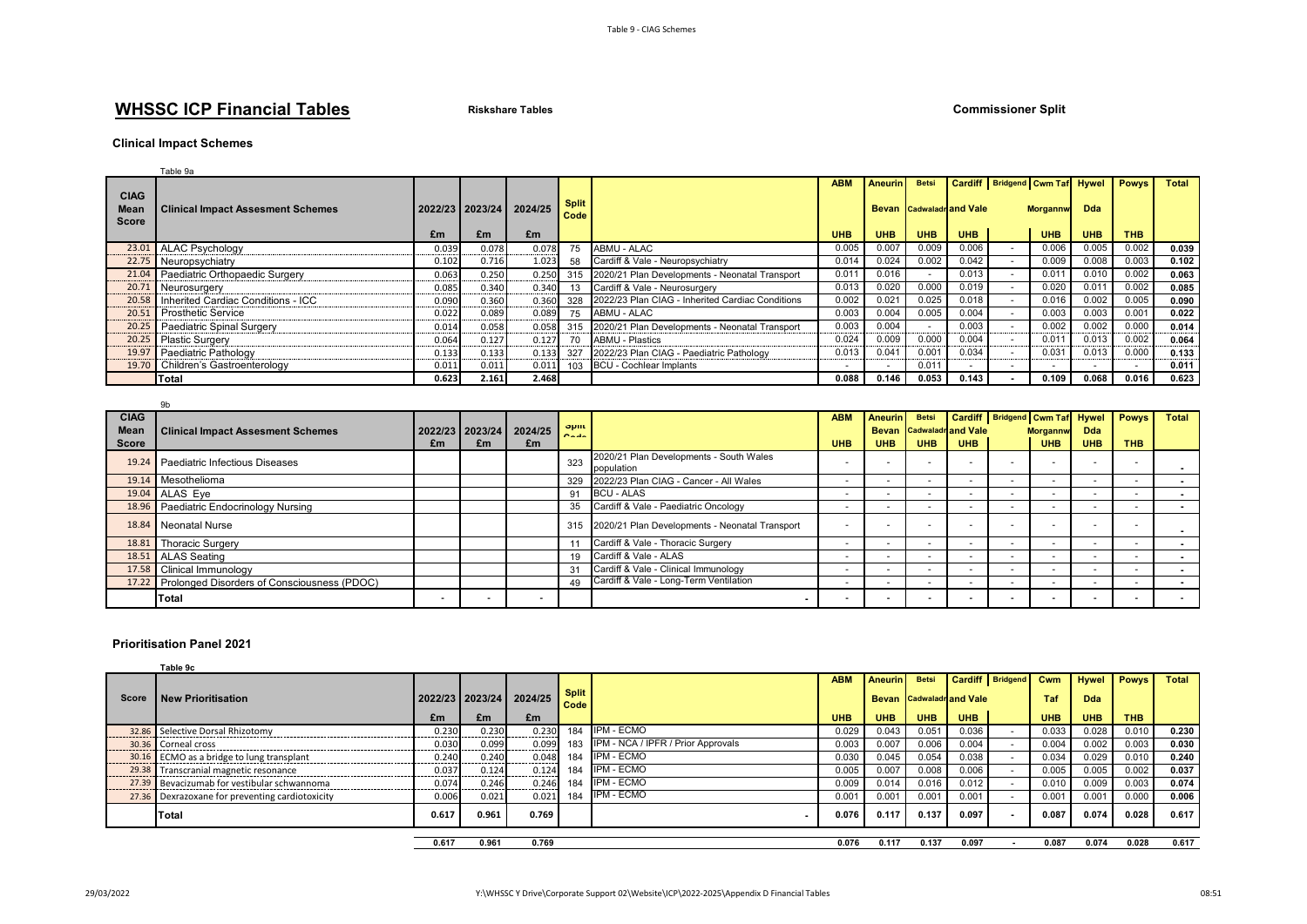# WHSSC ICP Financial Tables

**Riskshare Tables**

**Commissioner Split**

### Clinical Impact Schemes

Table 9a

| CIAG Mean Score | Clinical Impact Assesment Schemes | 2022/23 £m | 2023/24 £m | 2024/25 £m | Split Code | | ABM UHB | Aneurin Bevan UHB | Betsi Cadwaladr UHB | Cardiff and Vale UHB | Bridgend | Cwm Taf Morgannw UHB | Hywel Dda UHB | Powys THB | Total |
|---|---|---|---|---|---|---|---|---|---|---|---|---|---|---|---|
| 23.01 | ALAC Psychology | 0.039 | 0.078 | 0.078 | 75 | ABMU - ALAC | 0.005 | 0.007 | 0.009 | 0.006 | - | 0.006 | 0.005 | 0.002 | 0.039 |
| 22.75 | Neuropsychiatry | 0.102 | 0.716 | 1.023 | 58 | Cardiff & Vale - Neuropsychiatry | 0.014 | 0.024 | 0.002 | 0.042 | - | 0.009 | 0.008 | 0.003 | 0.102 |
| 21.04 | Paediatric Orthopaedic Surgery | 0.063 | 0.250 | 0.250 | 315 | 2020/21 Plan Developments - Neonatal Transport | 0.011 | 0.016 | - | 0.013 | - | 0.011 | 0.010 | 0.002 | 0.063 |
| 20.71 | Neurosurgery | 0.085 | 0.340 | 0.340 | 13 | Cardiff & Vale - Neurosurgery | 0.013 | 0.020 | 0.000 | 0.019 | - | 0.020 | 0.011 | 0.002 | 0.085 |
| 20.58 | Inherited Cardiac Conditions - ICC | 0.090 | 0.360 | 0.360 | 328 | 2022/23 Plan CIAG - Inherited Cardiac Conditions | 0.002 | 0.021 | 0.025 | 0.018 | - | 0.016 | 0.002 | 0.005 | 0.090 |
| 20.51 | Prosthetic Service | 0.022 | 0.089 | 0.089 | 75 | ABMU - ALAC | 0.003 | 0.004 | 0.005 | 0.004 | - | 0.003 | 0.003 | 0.001 | 0.022 |
| 20.25 | Paediatric Spinal Surgery | 0.014 | 0.058 | 0.058 | 315 | 2020/21 Plan Developments - Neonatal Transport | 0.003 | 0.004 | - | 0.003 | - | 0.002 | 0.002 | 0.000 | 0.014 |
| 20.25 | Plastic Surgery | 0.064 | 0.127 | 0.127 | 70 | ABMU - Plastics | 0.024 | 0.009 | 0.000 | 0.004 | - | 0.011 | 0.013 | 0.002 | 0.064 |
| 19.97 | Paediatric Pathology | 0.133 | 0.133 | 0.133 | 327 | 2022/23 Plan CIAG - Paediatric Pathology | 0.013 | 0.041 | 0.001 | 0.034 | - | 0.031 | 0.013 | 0.000 | 0.133 |
| 19.70 | Children's Gastroenterology | 0.011 | 0.011 | 0.011 | 103 | BCU - Cochlear Implants | - | - | 0.011 | - | - | - | - | - | 0.011 |
| | **Total** | **0.623** | **2.161** | **2.468** | | | **0.088** | **0.146** | **0.053** | **0.143** | **-** | **0.109** | **0.068** | **0.016** | **0.623** |

9b

| CIAG Mean Score | Clinical Impact Assesment Schemes | 2022/23 £m | 2023/24 £m | 2024/25 £m | Split Code | | ABM UHB | Aneurin Bevan UHB | Betsi Cadwaladr UHB | Cardiff and Vale UHB | Bridgend | Cwm Taf Morgannw UHB | Hywel Dda UHB | Powys THB | Total |
|---|---|---|---|---|---|---|---|---|---|---|---|---|---|---|---|
| 19.24 | Paediatric Infectious Diseases | | | | 323 | 2020/21 Plan Developments - South Wales population | - | - | - | - | - | - | - | - | - |
| 19.14 | Mesothelioma | | | | 329 | 2022/23 Plan CIAG - Cancer - All Wales | - | - | - | - | - | - | - | - | - |
| 19.04 | ALAS Eye | | | | 91 | BCU - ALAS | - | - | - | - | - | - | - | - | - |
| 18.96 | Paediatric Endocrinology Nursing | | | | 35 | Cardiff & Vale - Paediatric Oncology | - | - | - | - | - | - | - | - | - |
| 18.84 | Neonatal Nurse | | | | 315 | 2020/21 Plan Developments - Neonatal Transport | - | - | - | - | - | - | - | - | - |
| 18.81 | Thoracic Surgery | | | | 11 | Cardiff & Vale - Thoracic Surgery | - | - | - | - | - | - | - | - | - |
| 18.51 | ALAS Seating | | | | 19 | Cardiff & Vale - ALAS | - | - | - | - | - | - | - | - | - |
| 17.58 | Clinical Immunology | | | | 31 | Cardiff & Vale - Clinical Immunology | - | - | - | - | - | - | - | - | - |
| 17.22 | Prolonged Disorders of Consciousness (PDOC) | | | | 49 | Cardiff & Vale - Long-Term Ventilation | - | - | - | - | - | - | - | - | - |
| | **Total** | - | - | - | | - | - | - | - | - | - | - | - | - | - |

### Prioritisation Panel 2021

**Table 9c**

| Score | New Prioritisation | 2022/23 £m | 2023/24 £m | 2024/25 £m | Split Code | | ABM UHB | Aneurin Bevan UHB | Betsi Cadwaladr UHB | Cardiff and Vale UHB | Bridgend | Cwm Taf UHB | Hywel Dda UHB | Powys THB | Total |
|---|---|---|---|---|---|---|---|---|---|---|---|---|---|---|---|
| 32.86 | Selective Dorsal Rhizotomy | 0.230 | 0.230 | 0.230 | 184 | IPM - ECMO | 0.029 | 0.043 | 0.051 | 0.036 | - | 0.033 | 0.028 | 0.010 | 0.230 |
| 30.36 | Corneal cross | 0.030 | 0.099 | 0.099 | 183 | IPM - NCA / IPFR / Prior Approvals | 0.003 | 0.007 | 0.006 | 0.004 | - | 0.004 | 0.002 | 0.003 | 0.030 |
| 30.16 | ECMO as a bridge to lung transplant | 0.240 | 0.240 | 0.048 | 184 | IPM - ECMO | 0.030 | 0.045 | 0.054 | 0.038 | - | 0.034 | 0.029 | 0.010 | 0.240 |
| 29.38 | Transcranial magnetic resonance | 0.037 | 0.124 | 0.124 | 184 | IPM - ECMO | 0.005 | 0.007 | 0.008 | 0.006 | - | 0.005 | 0.005 | 0.002 | 0.037 |
| 27.39 | Bevacizumab for vestibular schwannoma | 0.074 | 0.246 | 0.246 | 184 | IPM - ECMO | 0.009 | 0.014 | 0.016 | 0.012 | - | 0.010 | 0.009 | 0.003 | 0.074 |
| 27.36 | Dexrazoxane for preventing cardiotoxicity | 0.006 | 0.021 | 0.021 | 184 | IPM - ECMO | 0.001 | 0.001 | 0.001 | 0.001 | - | 0.001 | 0.001 | 0.000 | 0.006 |
| | **Total** | **0.617** | **0.961** | **0.769** | | - | **0.076** | **0.117** | **0.137** | **0.097** | **-** | **0.087** | **0.074** | **0.028** | **0.617** |
| | | **0.617** | **0.961** | **0.769** | | | **0.076** | **0.117** | **0.137** | **0.097** | **-** | **0.087** | **0.074** | **0.028** | **0.617** |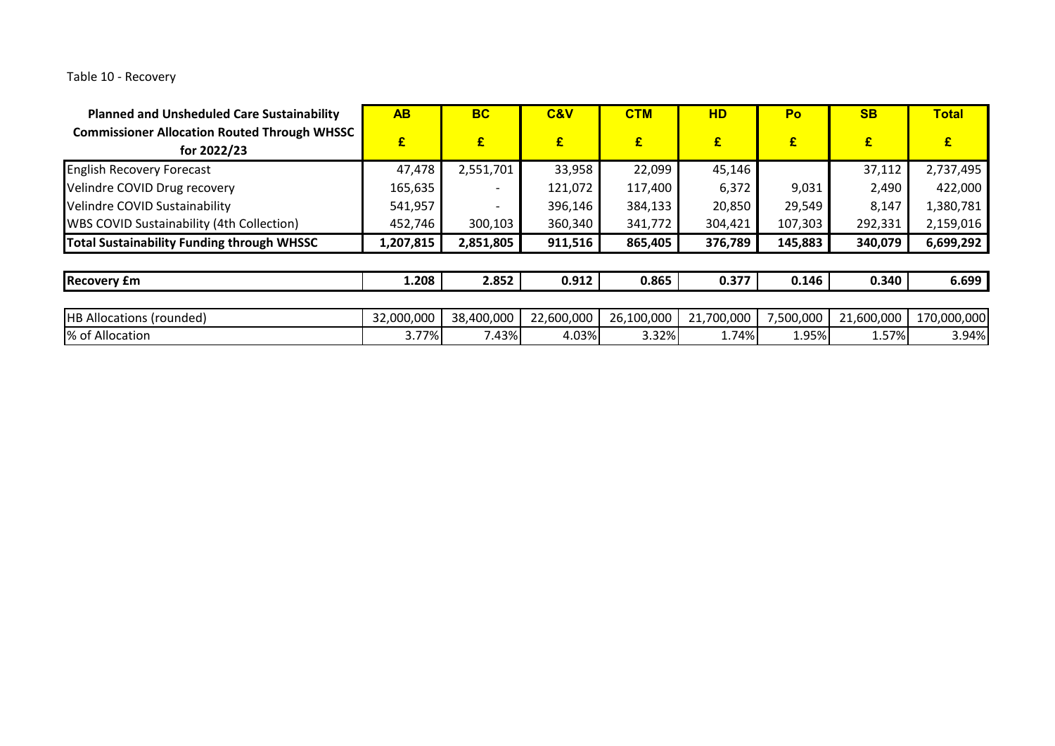Table 10 - Recovery

| Planned and Unsheduled Care Sustainability Commissioner Allocation Routed Through WHSSC for 2022/23 | AB | BC | C&V | CTM | HD | Po | SB | Total |
|---|---|---|---|---|---|---|---|---|
| | £ | £ | £ | £ | £ | £ | £ | £ |
| English Recovery Forecast | 47,478 | 2,551,701 | 33,958 | 22,099 | 45,146 | | 37,112 | 2,737,495 |
| Velindre COVID Drug recovery | 165,635 | - | 121,072 | 117,400 | 6,372 | 9,031 | 2,490 | 422,000 |
| Velindre COVID Sustainability | 541,957 | - | 396,146 | 384,133 | 20,850 | 29,549 | 8,147 | 1,380,781 |
| WBS COVID Sustainability (4th Collection) | 452,746 | 300,103 | 360,340 | 341,772 | 304,421 | 107,303 | 292,331 | 2,159,016 |
| **Total Sustainability Funding through WHSSC** | **1,207,815** | **2,851,805** | **911,516** | **865,405** | **376,789** | **145,883** | **340,079** | **6,699,292** |

| | | | | | | | | |
|---|---|---|---|---|---|---|---|---|
| **Recovery £m** | **1.208** | **2.852** | **0.912** | **0.865** | **0.377** | **0.146** | **0.340** | **6.699** |

| | | | | | | | | |
|---|---|---|---|---|---|---|---|---|
| HB Allocations (rounded) | 32,000,000 | 38,400,000 | 22,600,000 | 26,100,000 | 21,700,000 | 7,500,000 | 21,600,000 | 170,000,000 |
| % of Allocation | 3.77% | 7.43% | 4.03% | 3.32% | 1.74% | 1.95% | 1.57% | 3.94% |